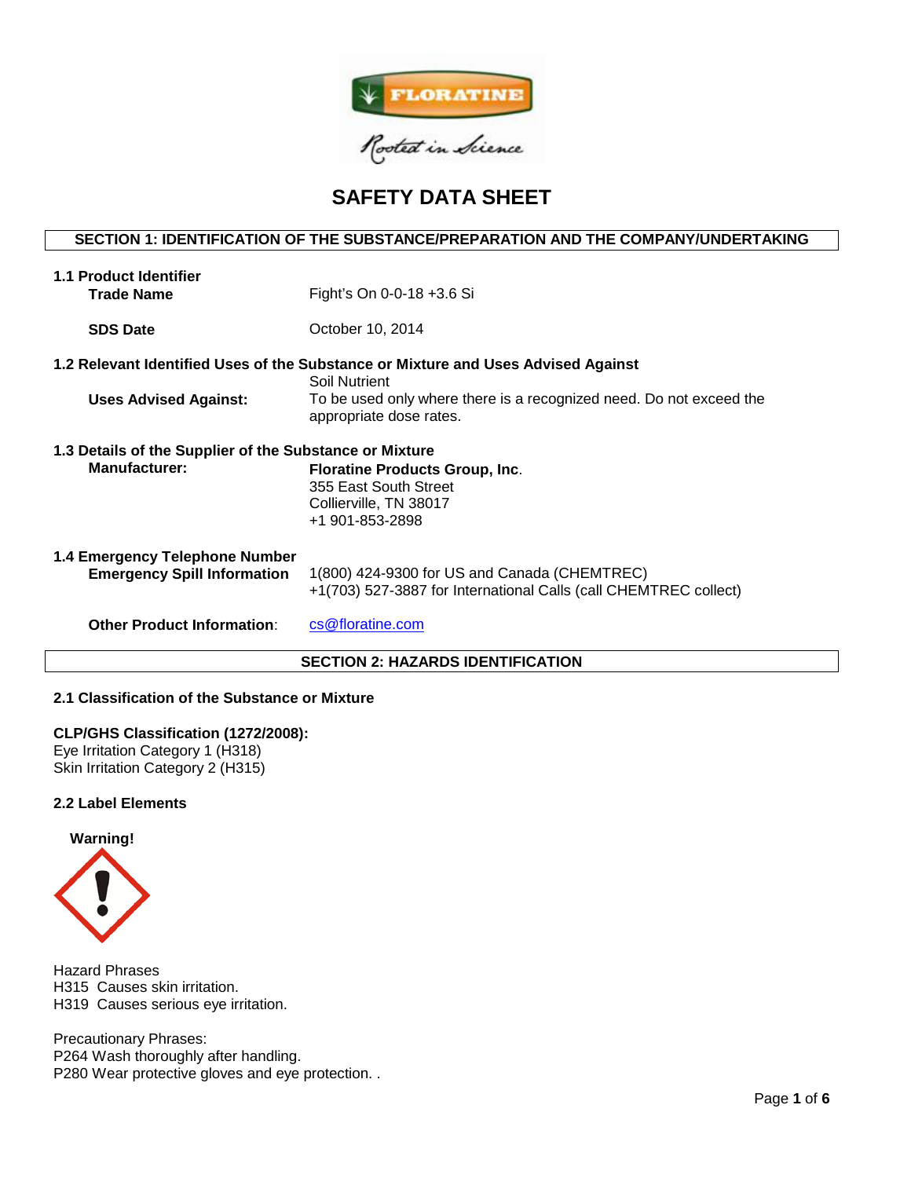# SAFETY DATA SHEET

## SECTION 1: IDENTIFICATION OF THE SUBSTANCE/PREPARATION AND THE COMPANY/UNDERTAKING

### 1.1 Product Identifier

**Trade Name**: Fight's On 0-0-18 +3.6 Si

**SDS Date**: October 10, 2014

### 1.2 Relevant Identified Uses of the Substance or Mixture and Uses Advised Against

Soil Nutrient

**Uses Advised Against:** To be used only where there is a recognized need. Do not exceed the appropriate dose rates.

### 1.3 Details of the Supplier of the Substance or Mixture

**Manufacturer:**
**Floratine Products Group, Inc**.
355 East South Street
Collierville, TN 38017
+1 901-853-2898

### 1.4 Emergency Telephone Number

**Emergency Spill Information**
1(800) 424-9300 for US and Canada (CHEMTREC)
+1(703) 527-3887 for International Calls (call CHEMTREC collect)

**Other Product Information**: cs@floratine.com

## SECTION 2: HAZARDS IDENTIFICATION

### 2.1 Classification of the Substance or Mixture

**CLP/GHS Classification (1272/2008):**
Eye Irritation Category 1 (H318)
Skin Irritation Category 2 (H315)

### 2.2 Label Elements

**Warning!**

Hazard Phrases
H315 Causes skin irritation.
H319 Causes serious eye irritation.

Precautionary Phrases:
P264 Wash thoroughly after handling.
P280 Wear protective gloves and eye protection. .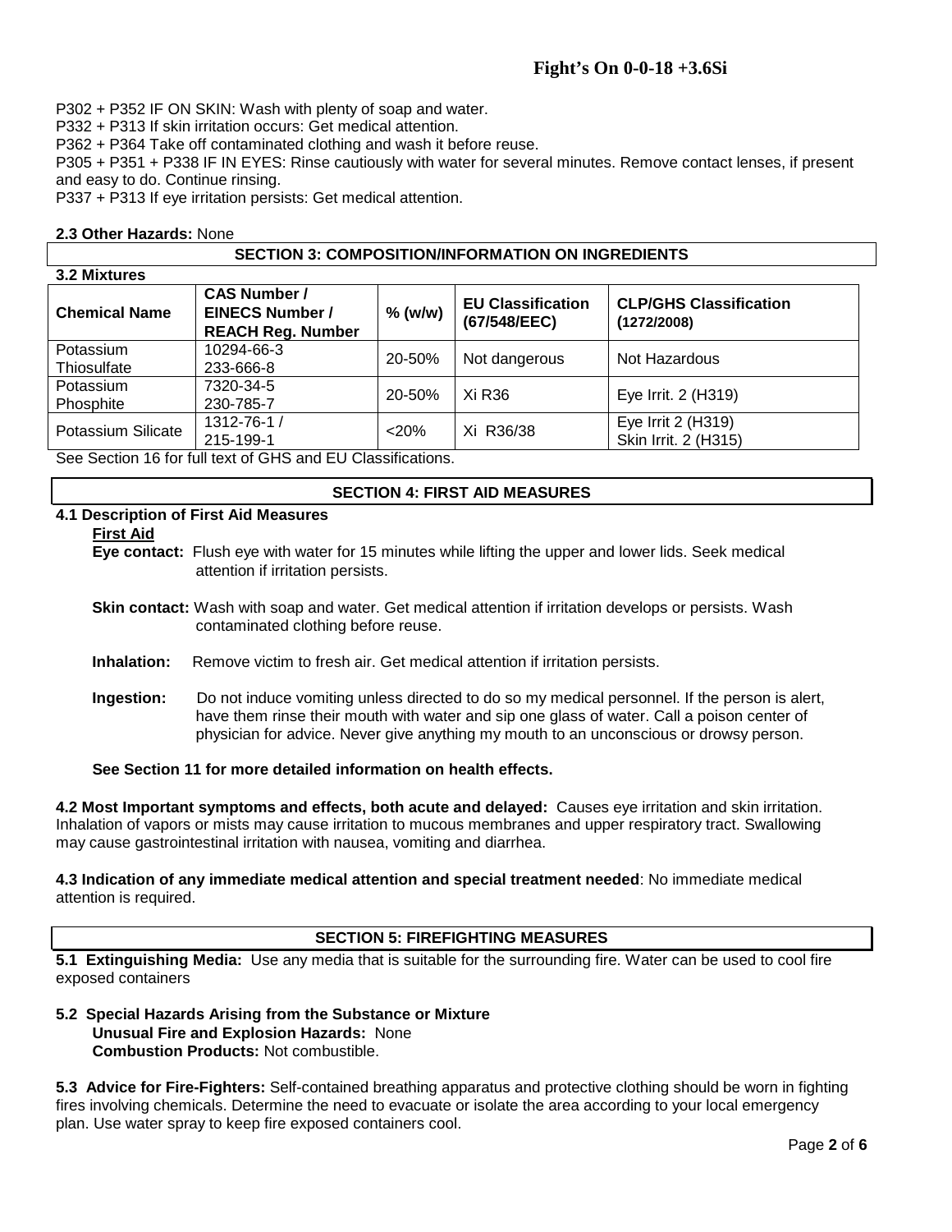P302 + P352 IF ON SKIN: Wash with plenty of soap and water.
P332 + P313 If skin irritation occurs: Get medical attention.
P362 + P364 Take off contaminated clothing and wash it before reuse.
P305 + P351 + P338 IF IN EYES: Rinse cautiously with water for several minutes. Remove contact lenses, if present and easy to do. Continue rinsing.
P337 + P313 If eye irritation persists: Get medical attention.

**2.3 Other Hazards:** None

## SECTION 3: COMPOSITION/INFORMATION ON INGREDIENTS

**3.2 Mixtures**

| Chemical Name | CAS Number / EINECS Number / REACH Reg. Number | % (w/w) | EU Classification (67/548/EEC) | CLP/GHS Classification (1272/2008) |
|---|---|---|---|---|
| Potassium Thiosulfate | 10294-66-3 233-666-8 | 20-50% | Not dangerous | Not Hazardous |
| Potassium Phosphite | 7320-34-5 230-785-7 | 20-50% | Xi R36 | Eye Irrit. 2 (H319) |
| Potassium Silicate | 1312-76-1 / 215-199-1 | <20% | Xi R36/38 | Eye Irrit 2 (H319) Skin Irrit. 2 (H315) |

See Section 16 for full text of GHS and EU Classifications.

## SECTION 4: FIRST AID MEASURES

**4.1 Description of First Aid Measures**

**First Aid**

**Eye contact:** Flush eye with water for 15 minutes while lifting the upper and lower lids. Seek medical attention if irritation persists.

**Skin contact:** Wash with soap and water. Get medical attention if irritation develops or persists. Wash contaminated clothing before reuse.

**Inhalation:** Remove victim to fresh air. Get medical attention if irritation persists.

**Ingestion:** Do not induce vomiting unless directed to do so my medical personnel. If the person is alert, have them rinse their mouth with water and sip one glass of water. Call a poison center of physician for advice. Never give anything my mouth to an unconscious or drowsy person.

**See Section 11 for more detailed information on health effects.**

**4.2 Most Important symptoms and effects, both acute and delayed:** Causes eye irritation and skin irritation. Inhalation of vapors or mists may cause irritation to mucous membranes and upper respiratory tract. Swallowing may cause gastrointestinal irritation with nausea, vomiting and diarrhea.

**4.3 Indication of any immediate medical attention and special treatment needed**: No immediate medical attention is required.

## SECTION 5: FIREFIGHTING MEASURES

**5.1 Extinguishing Media:** Use any media that is suitable for the surrounding fire. Water can be used to cool fire exposed containers

**5.2 Special Hazards Arising from the Substance or Mixture**
**Unusual Fire and Explosion Hazards:** None
**Combustion Products:** Not combustible.

**5.3 Advice for Fire-Fighters:** Self-contained breathing apparatus and protective clothing should be worn in fighting fires involving chemicals. Determine the need to evacuate or isolate the area according to your local emergency plan. Use water spray to keep fire exposed containers cool.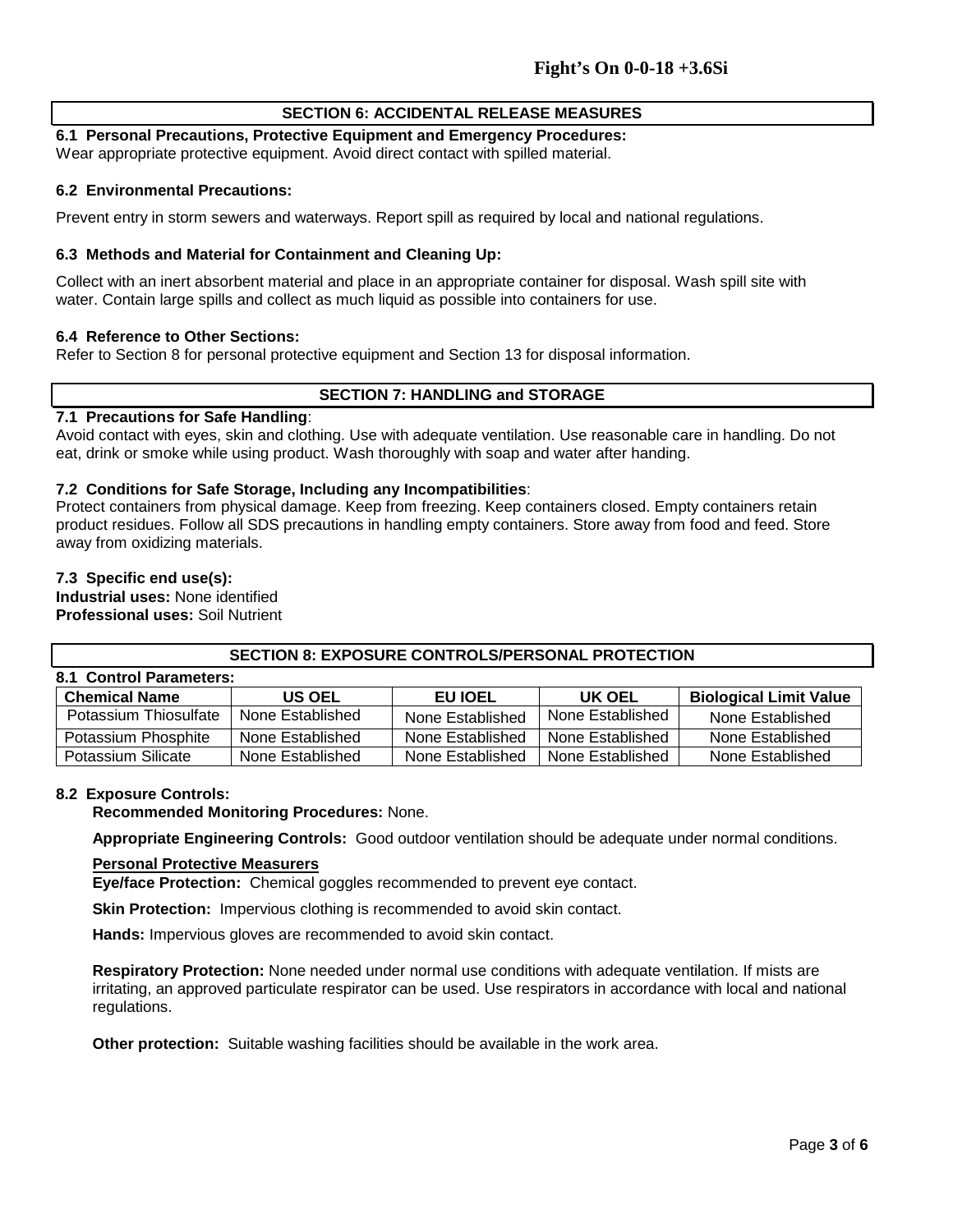## SECTION 6: ACCIDENTAL RELEASE MEASURES

**6.1 Personal Precautions, Protective Equipment and Emergency Procedures:**
Wear appropriate protective equipment. Avoid direct contact with spilled material.

**6.2 Environmental Precautions:**

Prevent entry in storm sewers and waterways. Report spill as required by local and national regulations.

**6.3 Methods and Material for Containment and Cleaning Up:**

Collect with an inert absorbent material and place in an appropriate container for disposal. Wash spill site with water. Contain large spills and collect as much liquid as possible into containers for use.

**6.4 Reference to Other Sections:**
Refer to Section 8 for personal protective equipment and Section 13 for disposal information.

## SECTION 7: HANDLING and STORAGE

**7.1 Precautions for Safe Handling**:
Avoid contact with eyes, skin and clothing. Use with adequate ventilation. Use reasonable care in handling. Do not eat, drink or smoke while using product. Wash thoroughly with soap and water after handing.

**7.2 Conditions for Safe Storage, Including any Incompatibilities**:
Protect containers from physical damage. Keep from freezing. Keep containers closed. Empty containers retain product residues. Follow all SDS precautions in handling empty containers. Store away from food and feed. Store away from oxidizing materials.

**7.3 Specific end use(s):**
**Industrial uses:** None identified
**Professional uses:** Soil Nutrient

## SECTION 8: EXPOSURE CONTROLS/PERSONAL PROTECTION

**8.1 Control Parameters:**

| Chemical Name | US OEL | EU IOEL | UK OEL | Biological Limit Value |
|---|---|---|---|---|
| Potassium Thiosulfate | None Established | None Established | None Established | None Established |
| Potassium Phosphite | None Established | None Established | None Established | None Established |
| Potassium Silicate | None Established | None Established | None Established | None Established |

**8.2 Exposure Controls:**

**Recommended Monitoring Procedures:** None.

**Appropriate Engineering Controls:** Good outdoor ventilation should be adequate under normal conditions.

**Personal Protective Measurers**

**Eye/face Protection:** Chemical goggles recommended to prevent eye contact.

**Skin Protection:** Impervious clothing is recommended to avoid skin contact.

**Hands:** Impervious gloves are recommended to avoid skin contact.

**Respiratory Protection:** None needed under normal use conditions with adequate ventilation. If mists are irritating, an approved particulate respirator can be used. Use respirators in accordance with local and national regulations.

**Other protection:** Suitable washing facilities should be available in the work area.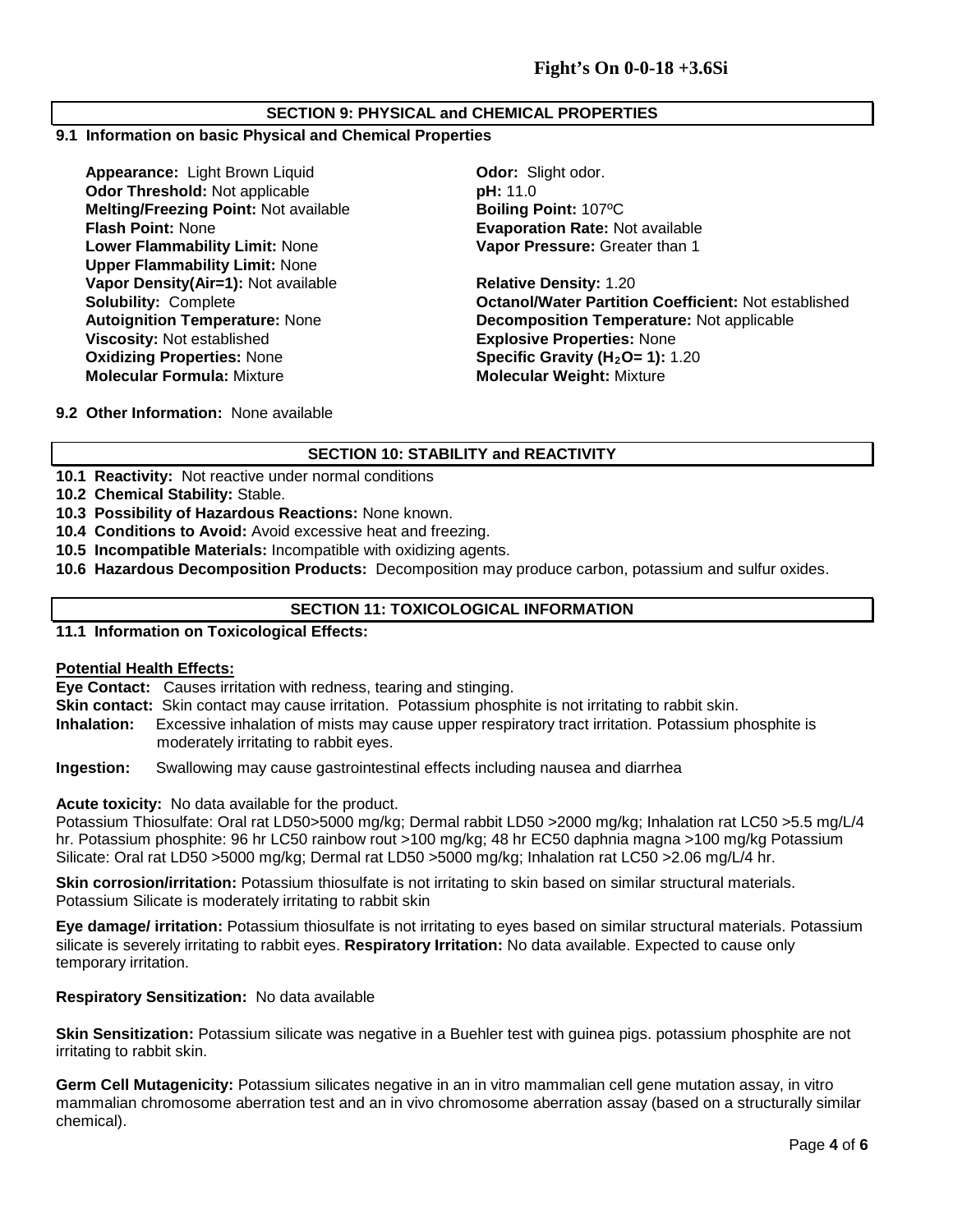## SECTION 9: PHYSICAL and CHEMICAL PROPERTIES

**9.1 Information on basic Physical and Chemical Properties**

**Appearance:** Light Brown Liquid
**Odor:** Slight odor.
**Odor Threshold:** Not applicable
**pH:** 11.0
**Melting/Freezing Point:** Not available
**Boiling Point:** 107ºC
**Flash Point:** None
**Evaporation Rate:** Not available
**Lower Flammability Limit:** None
**Vapor Pressure:** Greater than 1
**Upper Flammability Limit:** None
**Vapor Density(Air=1):** Not available
**Relative Density:** 1.20
**Solubility:** Complete
**Octanol/Water Partition Coefficient:** Not established
**Autoignition Temperature:** None
**Decomposition Temperature:** Not applicable
**Viscosity:** Not established
**Explosive Properties:** None
**Oxidizing Properties:** None
**Specific Gravity ($H_2O$= 1):** 1.20
**Molecular Formula:** Mixture
**Molecular Weight:** Mixture

**9.2 Other Information:** None available

## SECTION 10: STABILITY and REACTIVITY

**10.1 Reactivity:** Not reactive under normal conditions
**10.2 Chemical Stability:** Stable.
**10.3 Possibility of Hazardous Reactions:** None known.
**10.4 Conditions to Avoid:** Avoid excessive heat and freezing.
**10.5 Incompatible Materials:** Incompatible with oxidizing agents.
**10.6 Hazardous Decomposition Products:** Decomposition may produce carbon, potassium and sulfur oxides.

## SECTION 11: TOXICOLOGICAL INFORMATION

**11.1 Information on Toxicological Effects:**

**Potential Health Effects:**

**Eye Contact:** Causes irritation with redness, tearing and stinging.
**Skin contact:** Skin contact may cause irritation. Potassium phosphite is not irritating to rabbit skin.
**Inhalation:** Excessive inhalation of mists may cause upper respiratory tract irritation. Potassium phosphite is moderately irritating to rabbit eyes.
**Ingestion:** Swallowing may cause gastrointestinal effects including nausea and diarrhea

**Acute toxicity:** No data available for the product.
Potassium Thiosulfate: Oral rat LD50>5000 mg/kg; Dermal rabbit LD50 >2000 mg/kg; Inhalation rat LC50 >5.5 mg/L/4 hr. Potassium phosphite: 96 hr LC50 rainbow rout >100 mg/kg; 48 hr EC50 daphnia magna >100 mg/kg Potassium Silicate: Oral rat LD50 >5000 mg/kg; Dermal rat LD50 >5000 mg/kg; Inhalation rat LC50 >2.06 mg/L/4 hr.

**Skin corrosion/irritation:** Potassium thiosulfate is not irritating to skin based on similar structural materials. Potassium Silicate is moderately irritating to rabbit skin

**Eye damage/ irritation:** Potassium thiosulfate is not irritating to eyes based on similar structural materials. Potassium silicate is severely irritating to rabbit eyes. **Respiratory Irritation:** No data available. Expected to cause only temporary irritation.

**Respiratory Sensitization:** No data available

**Skin Sensitization:** Potassium silicate was negative in a Buehler test with guinea pigs. potassium phosphite are not irritating to rabbit skin.

**Germ Cell Mutagenicity:** Potassium silicates negative in an in vitro mammalian cell gene mutation assay, in vitro mammalian chromosome aberration test and an in vivo chromosome aberration assay (based on a structurally similar chemical).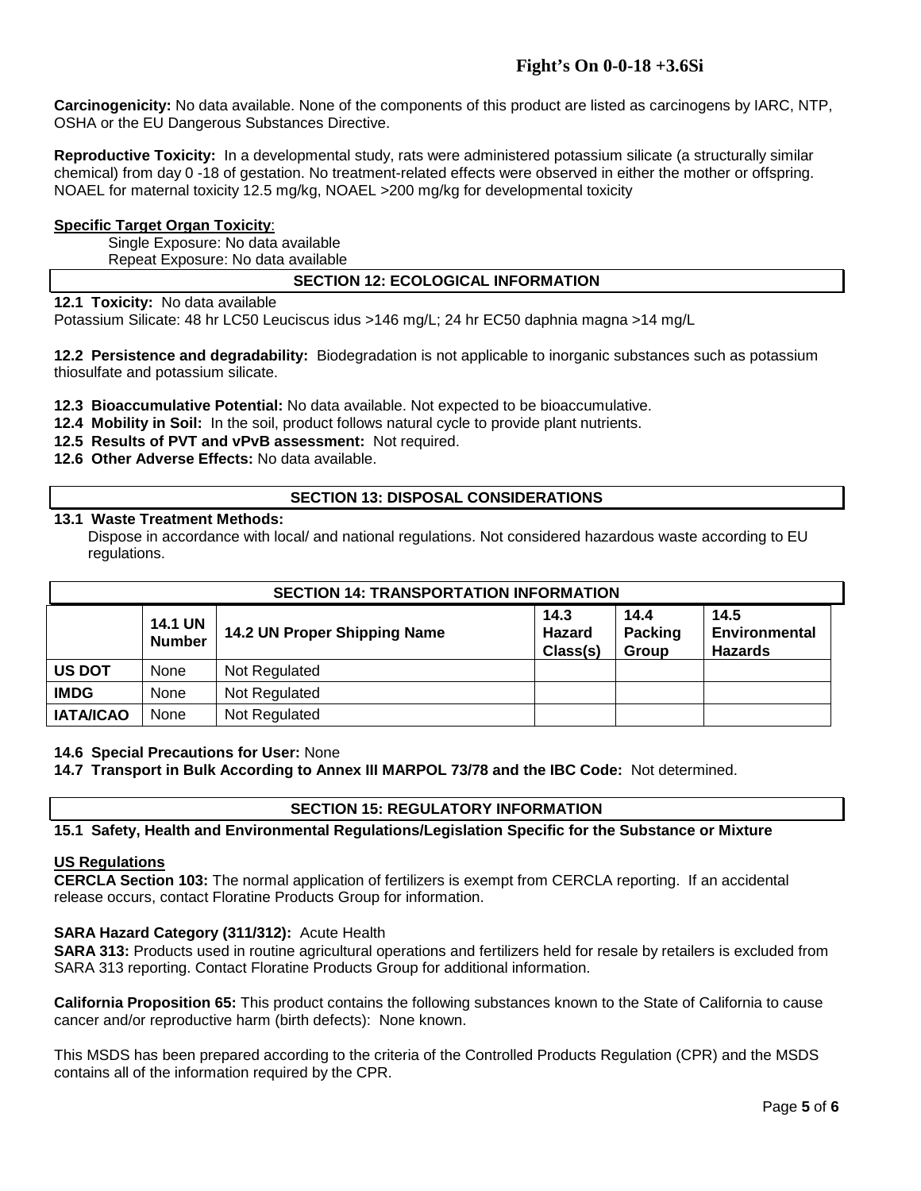**Carcinogenicity:** No data available. None of the components of this product are listed as carcinogens by IARC, NTP, OSHA or the EU Dangerous Substances Directive.

**Reproductive Toxicity:** In a developmental study, rats were administered potassium silicate (a structurally similar chemical) from day 0 -18 of gestation. No treatment-related effects were observed in either the mother or offspring. NOAEL for maternal toxicity 12.5 mg/kg, NOAEL >200 mg/kg for developmental toxicity

**Specific Target Organ Toxicity**:

Single Exposure: No data available
Repeat Exposure: No data available

## SECTION 12: ECOLOGICAL INFORMATION

**12.1 Toxicity:** No data available
Potassium Silicate: 48 hr LC50 Leuciscus idus >146 mg/L; 24 hr EC50 daphnia magna >14 mg/L

**12.2 Persistence and degradability:** Biodegradation is not applicable to inorganic substances such as potassium thiosulfate and potassium silicate.

**12.3 Bioaccumulative Potential:** No data available. Not expected to be bioaccumulative.
**12.4 Mobility in Soil:** In the soil, product follows natural cycle to provide plant nutrients.
**12.5 Results of PVT and vPvB assessment:** Not required.
**12.6 Other Adverse Effects:** No data available.

## SECTION 13: DISPOSAL CONSIDERATIONS

**13.1 Waste Treatment Methods:**
Dispose in accordance with local/ and national regulations. Not considered hazardous waste according to EU regulations.

## SECTION 14: TRANSPORTATION INFORMATION

| | 14.1 UN Number | 14.2 UN Proper Shipping Name | 14.3 Hazard Class(s) | 14.4 Packing Group | 14.5 Environmental Hazards |
|---|---|---|---|---|---|
| **US DOT** | None | Not Regulated | | | |
| **IMDG** | None | Not Regulated | | | |
| **IATA/ICAO** | None | Not Regulated | | | |

**14.6 Special Precautions for User:** None
**14.7 Transport in Bulk According to Annex III MARPOL 73/78 and the IBC Code:** Not determined.

## SECTION 15: REGULATORY INFORMATION

**15.1 Safety, Health and Environmental Regulations/Legislation Specific for the Substance or Mixture**

**US Regulations**

**CERCLA Section 103:** The normal application of fertilizers is exempt from CERCLA reporting. If an accidental release occurs, contact Floratine Products Group for information.

**SARA Hazard Category (311/312):** Acute Health
**SARA 313:** Products used in routine agricultural operations and fertilizers held for resale by retailers is excluded from SARA 313 reporting. Contact Floratine Products Group for additional information.

**California Proposition 65:** This product contains the following substances known to the State of California to cause cancer and/or reproductive harm (birth defects): None known.

This MSDS has been prepared according to the criteria of the Controlled Products Regulation (CPR) and the MSDS contains all of the information required by the CPR.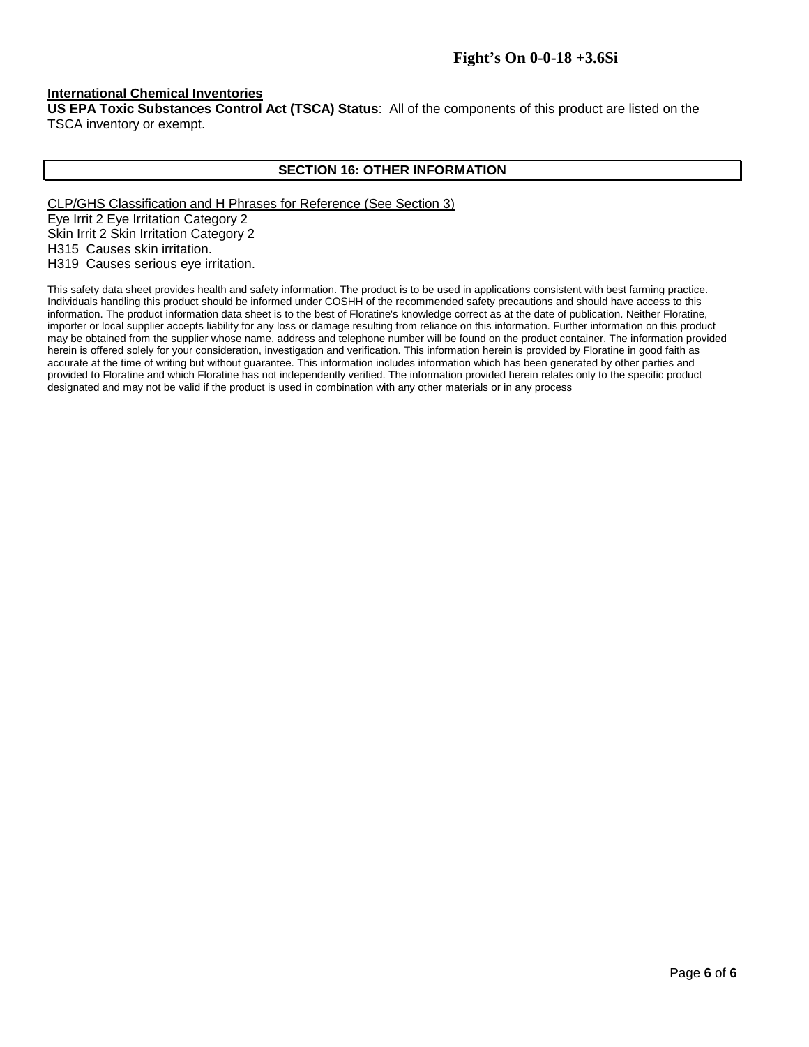**International Chemical Inventories**

**US EPA Toxic Substances Control Act (TSCA) Status**: All of the components of this product are listed on the TSCA inventory or exempt.

## SECTION 16: OTHER INFORMATION

CLP/GHS Classification and H Phrases for Reference (See Section 3)

Eye Irrit 2 Eye Irritation Category 2
Skin Irrit 2 Skin Irritation Category 2
H315 Causes skin irritation.
H319 Causes serious eye irritation.

This safety data sheet provides health and safety information. The product is to be used in applications consistent with best farming practice. Individuals handling this product should be informed under COSHH of the recommended safety precautions and should have access to this information. The product information data sheet is to the best of Floratine's knowledge correct as at the date of publication. Neither Floratine, importer or local supplier accepts liability for any loss or damage resulting from reliance on this information. Further information on this product may be obtained from the supplier whose name, address and telephone number will be found on the product container. The information provided herein is offered solely for your consideration, investigation and verification. This information herein is provided by Floratine in good faith as accurate at the time of writing but without guarantee. This information includes information which has been generated by other parties and provided to Floratine and which Floratine has not independently verified. The information provided herein relates only to the specific product designated and may not be valid if the product is used in combination with any other materials or in any process